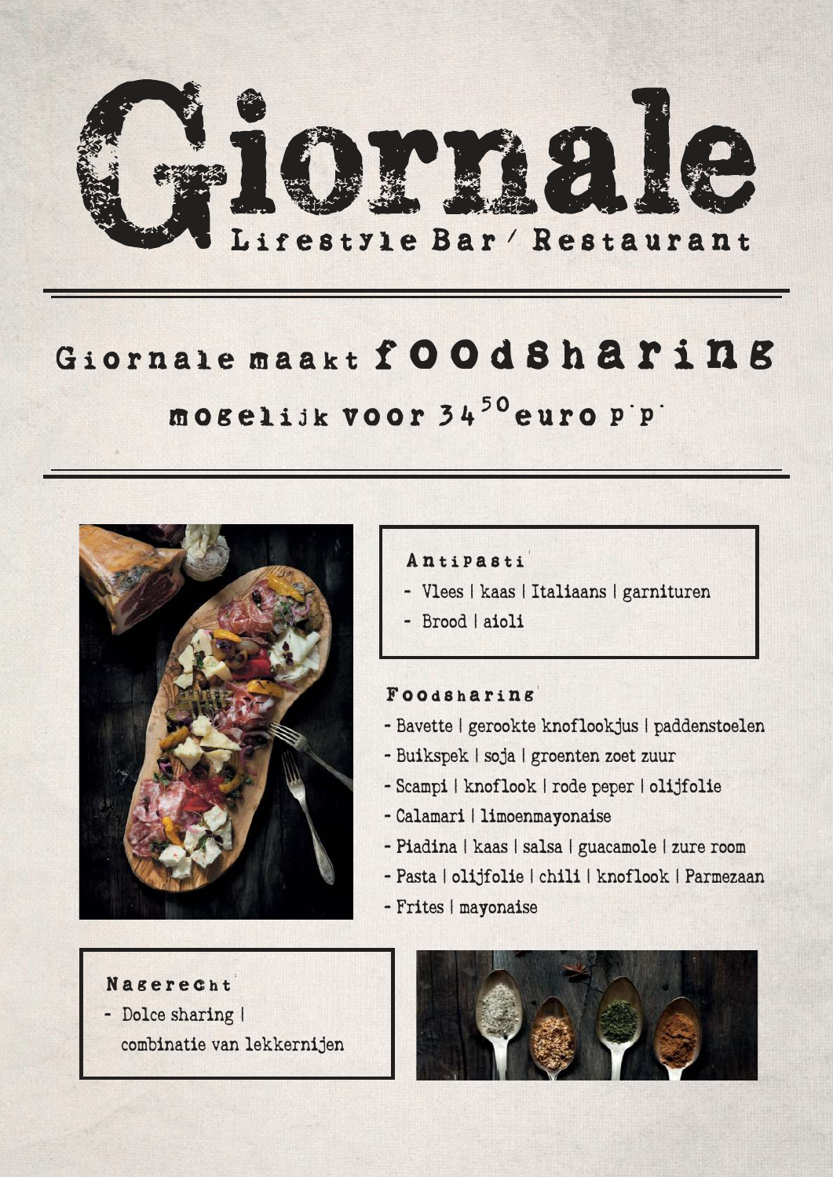# Giornale

Lifestyle Bar / Restaurant

## Giornale maakt foodsharing mogelijk voor $34^{50}$ euro p.p.

### Antipasti

- Vlees | kaas | Italiaans | garnituren
- Brood | aioli

### Foodsharing

- Bavette | gerookte knoflookjus | paddenstoelen
- Buikspek | soja | groenten zoet zuur
- Scampi | knoflook | rode peper | olijfolie
- Calamari | limoenmayonaise
- Piadina | kaas | salsa | guacamole | zure room
- Pasta | olijfolie | chili | knoflook | Parmezaan
- Frites | mayonaise

### Nagerecht

- Dolce sharing | combinatie van lekkernijen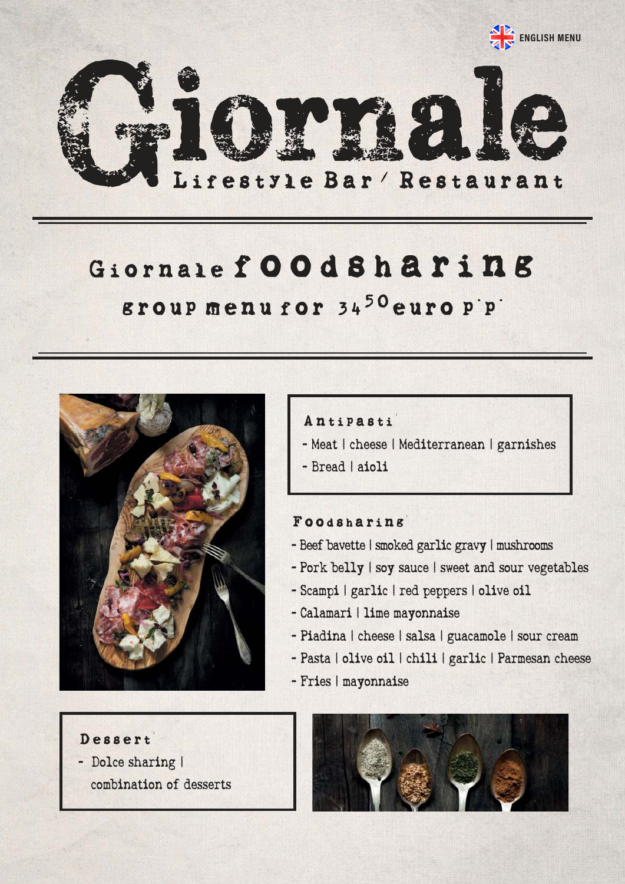ENGLISH MENU

# Giornale

Lifestyle Bar / Restaurant

## Giornale foodsharing

### group menu for $34^{50}$ euro p.p.

**Antipasti**

- Meat | cheese | Mediterranean | garnishes
- Bread | aioli

**Foodsharing**

- Beef bavette | smoked garlic gravy | mushrooms
- Pork belly | soy sauce | sweet and sour vegetables
- Scampi | garlic | red peppers | olive oil
- Calamari | lime mayonnaise
- Piadina | cheese | salsa | guacamole | sour cream
- Pasta | olive oil | chili | garlic | Parmesan cheese
- Fries | mayonnaise

**Dessert**

- Dolce sharing | combination of desserts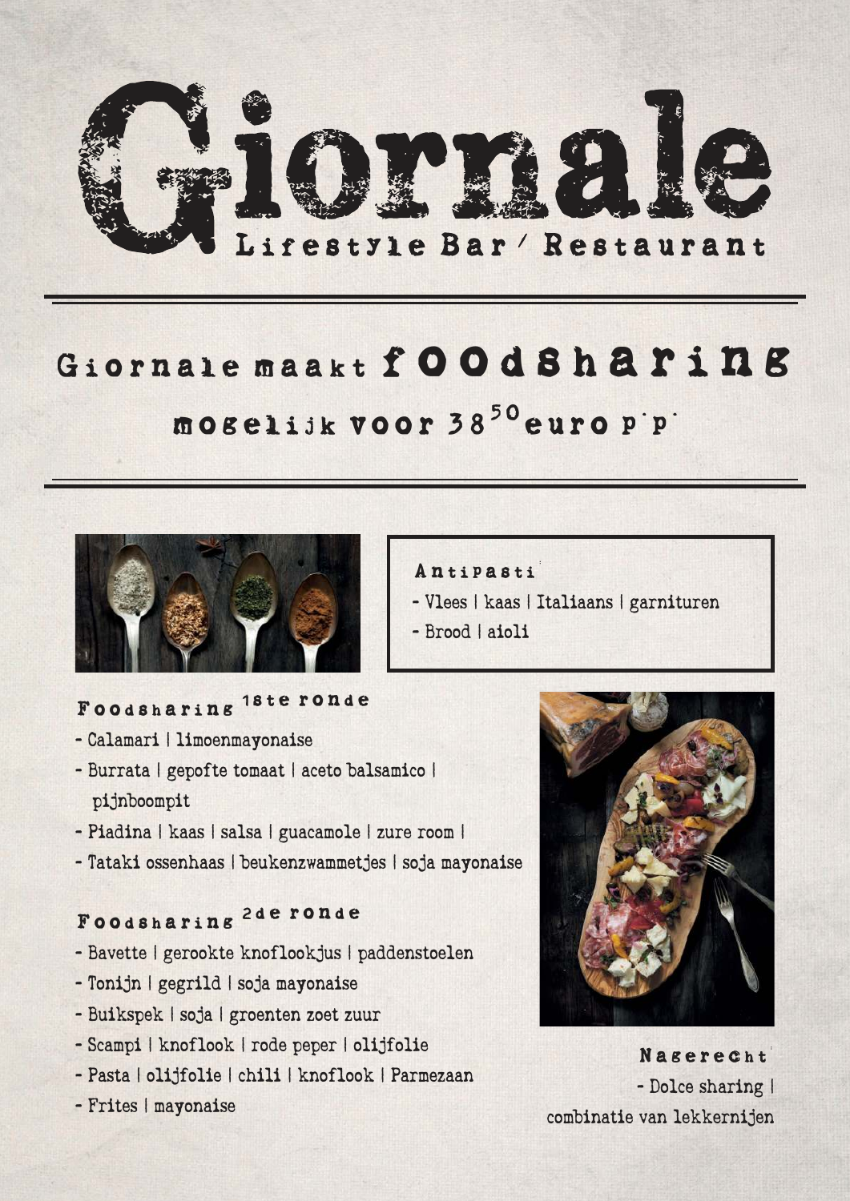# Giornale

Lifestyle Bar / Restaurant

## Giornale maakt foodsharing mogelijk voor $38^{50}$ euro p.p.

### Antipasti

- Vlees | kaas | Italiaans | garnituren
- Brood | aioli

### Foodsharing 1ste ronde

- Calamari | limoenmayonaise
- Burrata | gepofte tomaat | aceto balsamico | pijnboompit
- Piadina | kaas | salsa | guacamole | zure room |
- Tataki ossenhaas | beukenzwammetjes | soja mayonaise

### Foodsharing 2de ronde

- Bavette | gerookte knoflookjus | paddenstoelen
- Tonijn | gegrild | soja mayonaise
- Buikspek | soja | groenten zoet zuur
- Scampi | knoflook | rode peper | olijfolie
- Pasta | olijfolie | chili | knoflook | Parmezaan
- Frites | mayonaise

### Nagerecht

- Dolce sharing | combinatie van lekkernijen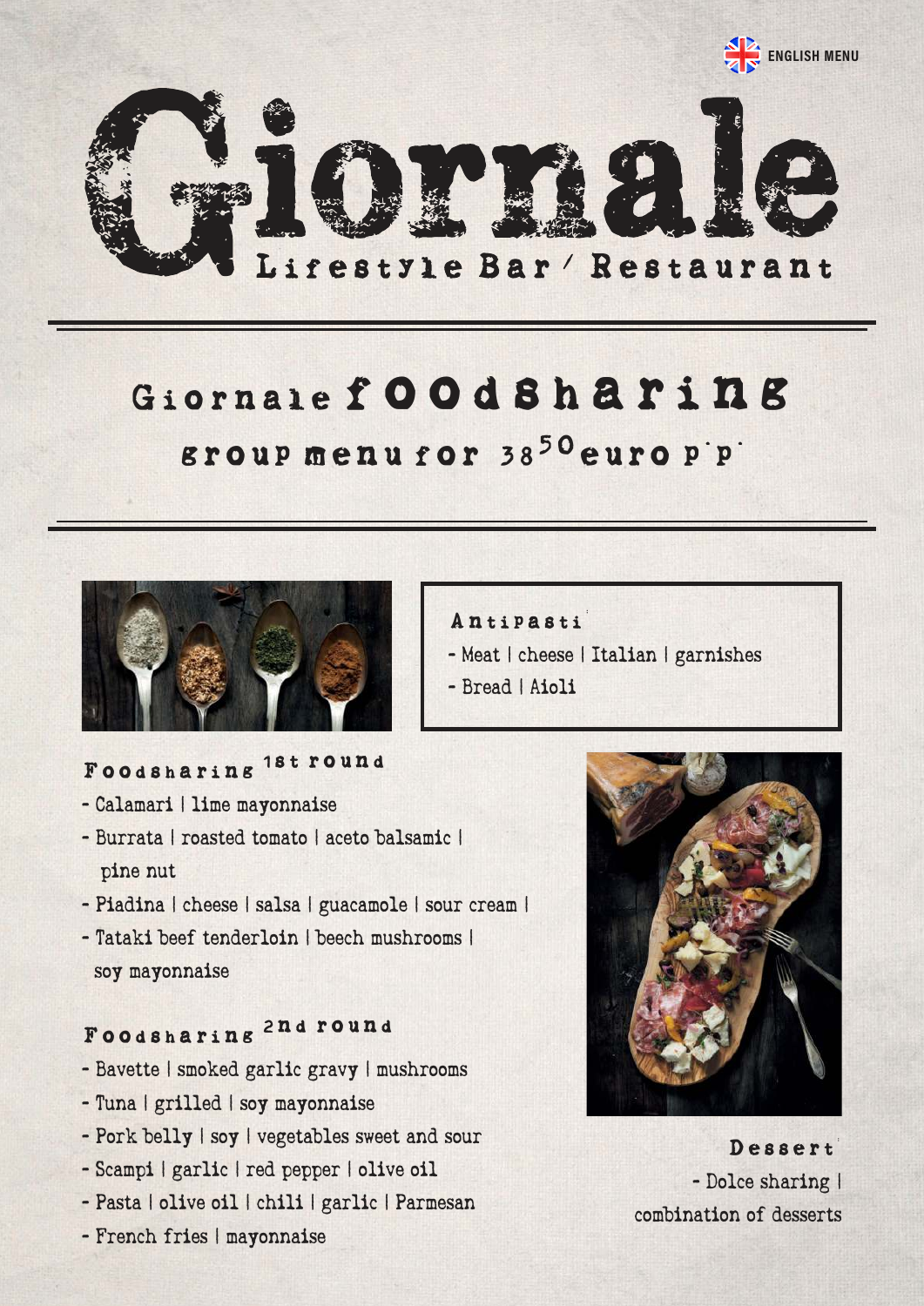ENGLISH MENU

# Giornale

Lifestyle Bar / Restaurant

## Giornale foodsharing

### group menu for 38,50 euro p.p.

**Antipasti**

- Meat | cheese | Italian | garnishes
- Bread | Aioli

**Foodsharing 1st round**

- Calamari | lime mayonnaise
- Burrata | roasted tomato | aceto balsamic | pine nut
- Piadina | cheese | salsa | guacamole | sour cream |
- Tataki beef tenderloin | beech mushrooms | soy mayonnaise

**Foodsharing 2nd round**

- Bavette | smoked garlic gravy | mushrooms
- Tuna | grilled | soy mayonnaise
- Pork belly | soy | vegetables sweet and sour
- Scampi | garlic | red pepper | olive oil
- Pasta | olive oil | chili | garlic | Parmesan
- French fries | mayonnaise

**Dessert**

- Dolce sharing | combination of desserts